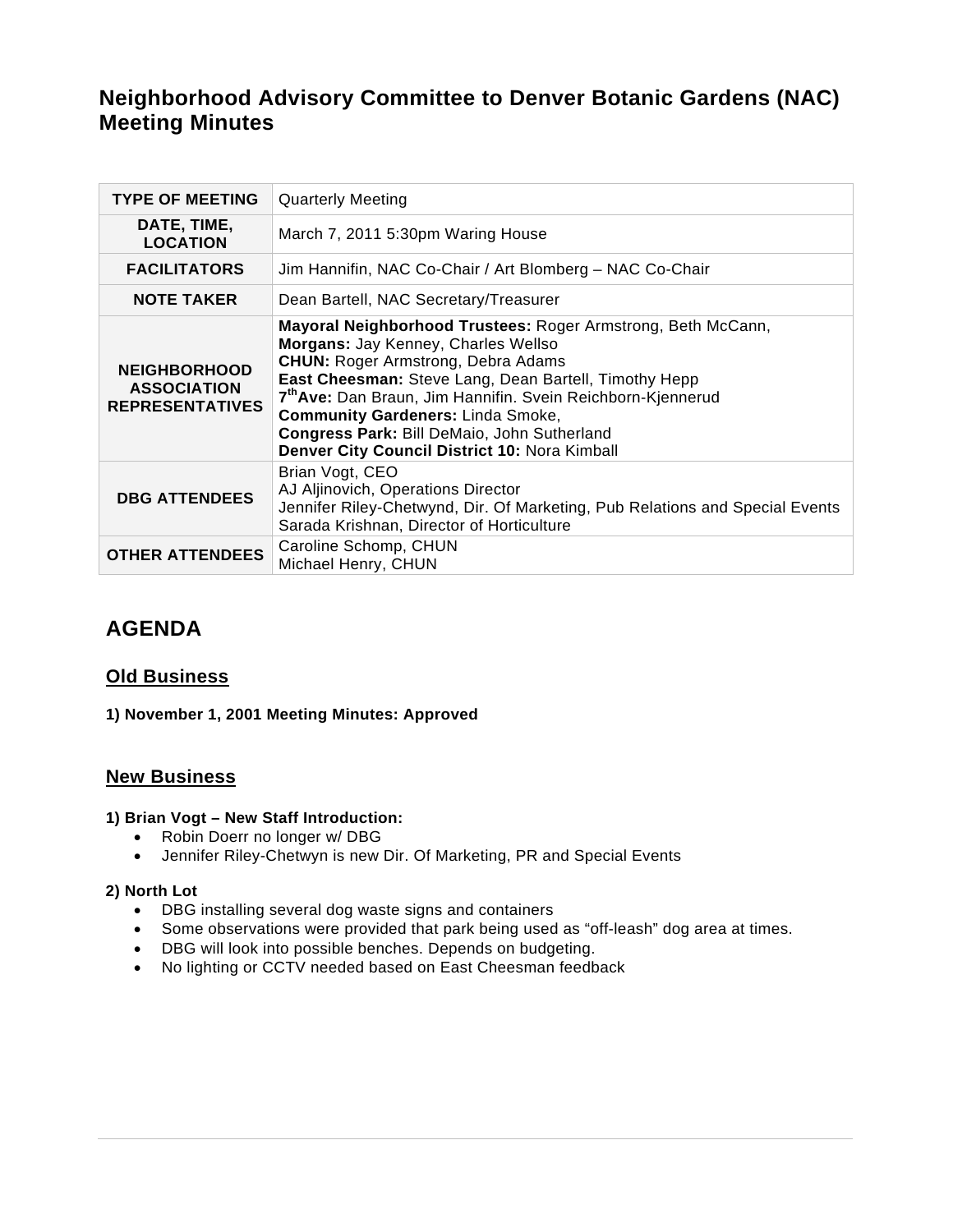# Neighborhood Advisory Committee to Denver Botanic Gardens (NAC) Meeting Minutes

| | |
|---|---|
| **TYPE OF MEETING** | Quarterly Meeting |
| **DATE, TIME, LOCATION** | March 7, 2011 5:30pm Waring House |
| **FACILITATORS** | Jim Hannifin, NAC Co-Chair / Art Blomberg – NAC Co-Chair |
| **NOTE TAKER** | Dean Bartell, NAC Secretary/Treasurer |
| **NEIGHBORHOOD ASSOCIATION REPRESENTATIVES** | **Mayoral Neighborhood Trustees:** Roger Armstrong, Beth McCann,<br>**Morgans:** Jay Kenney, Charles Wellso<br>**CHUN:** Roger Armstrong, Debra Adams<br>**East Cheesman:** Steve Lang, Dean Bartell, Timothy Hepp<br>**7th Ave:** Dan Braun, Jim Hannifin. Svein Reichborn-Kjennerud<br>**Community Gardeners:** Linda Smoke,<br>**Congress Park:** Bill DeMaio, John Sutherland<br>**Denver City Council District 10:** Nora Kimball |
| **DBG ATTENDEES** | Brian Vogt, CEO<br>AJ Aljinovich, Operations Director<br>Jennifer Riley-Chetwynd, Dir. Of Marketing, Pub Relations and Special Events<br>Sarada Krishnan, Director of Horticulture |
| **OTHER ATTENDEES** | Caroline Schomp, CHUN<br>Michael Henry, CHUN |

## AGENDA

### Old Business

**1) November 1, 2001 Meeting Minutes: Approved**

### New Business

**1) Brian Vogt – New Staff Introduction:**

- Robin Doerr no longer w/ DBG
- Jennifer Riley-Chetwyn is new Dir. Of Marketing, PR and Special Events

**2) North Lot**

- DBG installing several dog waste signs and containers
- Some observations were provided that park being used as "off-leash" dog area at times.
- DBG will look into possible benches. Depends on budgeting.
- No lighting or CCTV needed based on East Cheesman feedback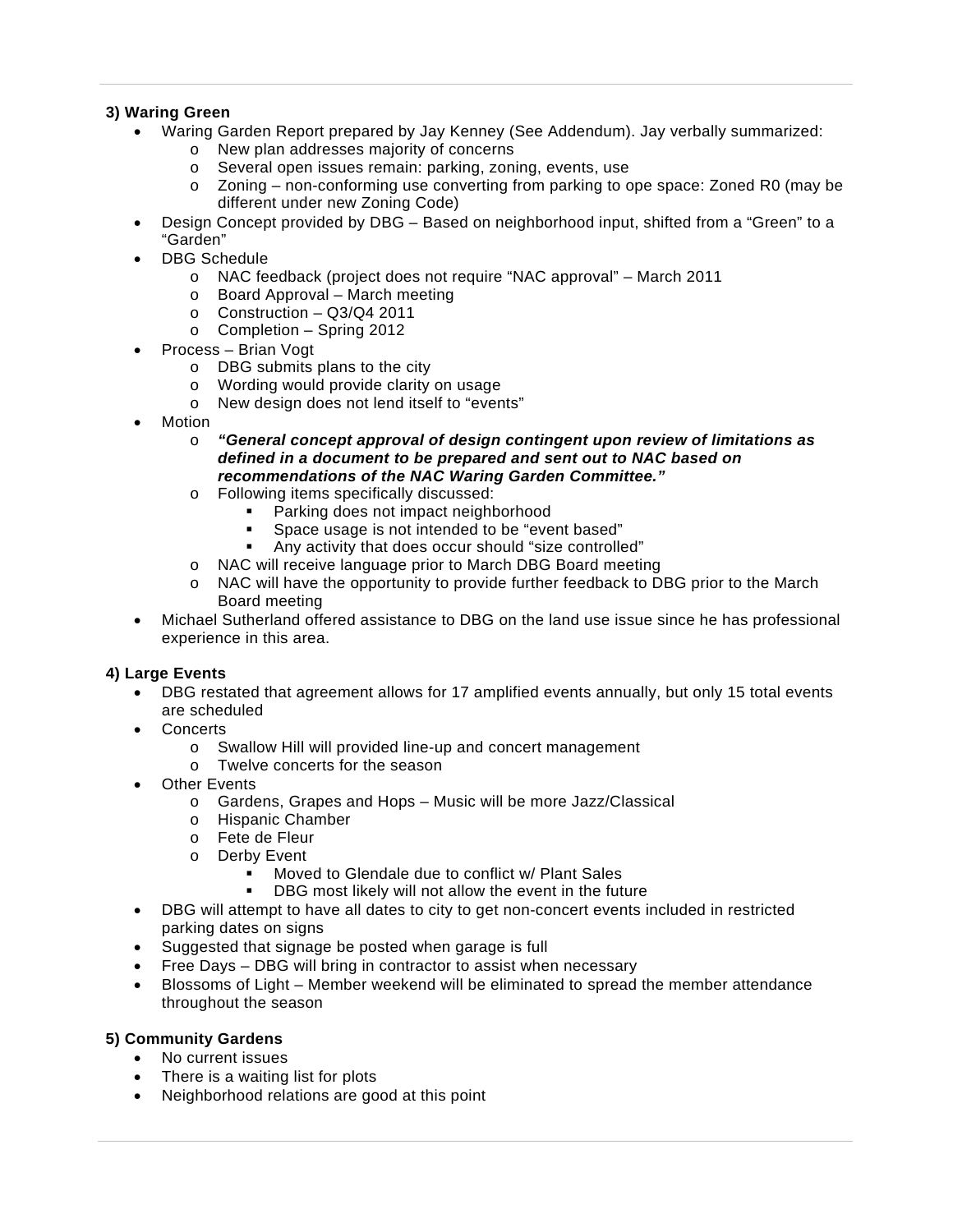**3) Waring Green**

- Waring Garden Report prepared by Jay Kenney (See Addendum). Jay verbally summarized:
  - New plan addresses majority of concerns
  - Several open issues remain: parking, zoning, events, use
  - Zoning – non-conforming use converting from parking to ope space: Zoned R0 (may be different under new Zoning Code)
- Design Concept provided by DBG – Based on neighborhood input, shifted from a "Green" to a "Garden"
- DBG Schedule
  - NAC feedback (project does not require "NAC approval" – March 2011
  - Board Approval – March meeting
  - Construction – Q3/Q4 2011
  - Completion – Spring 2012
- Process – Brian Vogt
  - DBG submits plans to the city
  - Wording would provide clarity on usage
  - New design does not lend itself to "events"
- Motion
  - ***"General concept approval of design contingent upon review of limitations as defined in a document to be prepared and sent out to NAC based on recommendations of the NAC Waring Garden Committee."***
  - Following items specifically discussed:
    - Parking does not impact neighborhood
    - Space usage is not intended to be "event based"
    - Any activity that does occur should "size controlled"
  - NAC will receive language prior to March DBG Board meeting
  - NAC will have the opportunity to provide further feedback to DBG prior to the March Board meeting
- Michael Sutherland offered assistance to DBG on the land use issue since he has professional experience in this area.

**4) Large Events**

- DBG restated that agreement allows for 17 amplified events annually, but only 15 total events are scheduled
- Concerts
  - Swallow Hill will provided line-up and concert management
  - Twelve concerts for the season
- Other Events
  - Gardens, Grapes and Hops – Music will be more Jazz/Classical
  - Hispanic Chamber
  - Fete de Fleur
  - Derby Event
    - Moved to Glendale due to conflict w/ Plant Sales
    - DBG most likely will not allow the event in the future
- DBG will attempt to have all dates to city to get non-concert events included in restricted parking dates on signs
- Suggested that signage be posted when garage is full
- Free Days – DBG will bring in contractor to assist when necessary
- Blossoms of Light – Member weekend will be eliminated to spread the member attendance throughout the season

**5) Community Gardens**

- No current issues
- There is a waiting list for plots
- Neighborhood relations are good at this point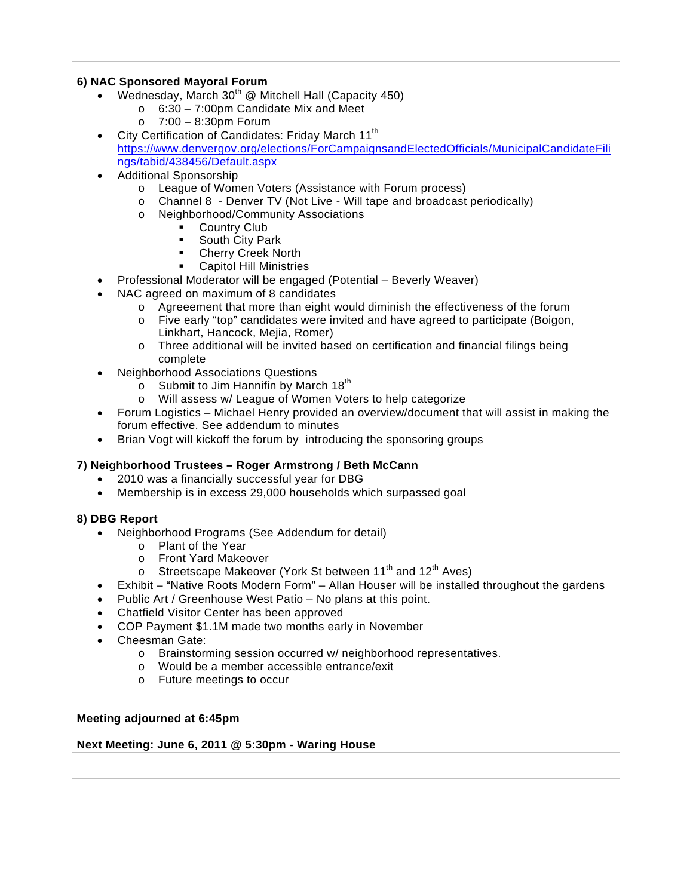**6) NAC Sponsored Mayoral Forum**

- Wednesday, March 30th @ Mitchell Hall (Capacity 450)
    - 6:30 – 7:00pm Candidate Mix and Meet
    - 7:00 – 8:30pm Forum
- City Certification of Candidates: Friday March 11th
  https://www.denvergov.org/elections/ForCampaignsandElectedOfficials/MunicipalCandidateFilings/tabid/438456/Default.aspx
- Additional Sponsorship
    - League of Women Voters (Assistance with Forum process)
    - Channel 8 - Denver TV (Not Live - Will tape and broadcast periodically)
    - Neighborhood/Community Associations
        - Country Club
        - South City Park
        - Cherry Creek North
        - Capitol Hill Ministries
- Professional Moderator will be engaged (Potential – Beverly Weaver)
- NAC agreed on maximum of 8 candidates
    - Agreeement that more than eight would diminish the effectiveness of the forum
    - Five early "top" candidates were invited and have agreed to participate (Boigon, Linkhart, Hancock, Mejia, Romer)
    - Three additional will be invited based on certification and financial filings being complete
- Neighborhood Associations Questions
    - Submit to Jim Hannifin by March 18th
    - Will assess w/ League of Women Voters to help categorize
- Forum Logistics – Michael Henry provided an overview/document that will assist in making the forum effective. See addendum to minutes
- Brian Vogt will kickoff the forum by introducing the sponsoring groups

**7) Neighborhood Trustees – Roger Armstrong / Beth McCann**

- 2010 was a financially successful year for DBG
- Membership is in excess 29,000 households which surpassed goal

**8) DBG Report**

- Neighborhood Programs (See Addendum for detail)
    - Plant of the Year
    - Front Yard Makeover
    - Streetscape Makeover (York St between 11th and 12th Aves)
- Exhibit – "Native Roots Modern Form" – Allan Houser will be installed throughout the gardens
- Public Art / Greenhouse West Patio – No plans at this point.
- Chatfield Visitor Center has been approved
- COP Payment $1.1M made two months early in November
- Cheesman Gate:
    - Brainstorming session occurred w/ neighborhood representatives.
    - Would be a member accessible entrance/exit
    - Future meetings to occur

**Meeting adjourned at 6:45pm**

**Next Meeting: June 6, 2011 @ 5:30pm - Waring House**